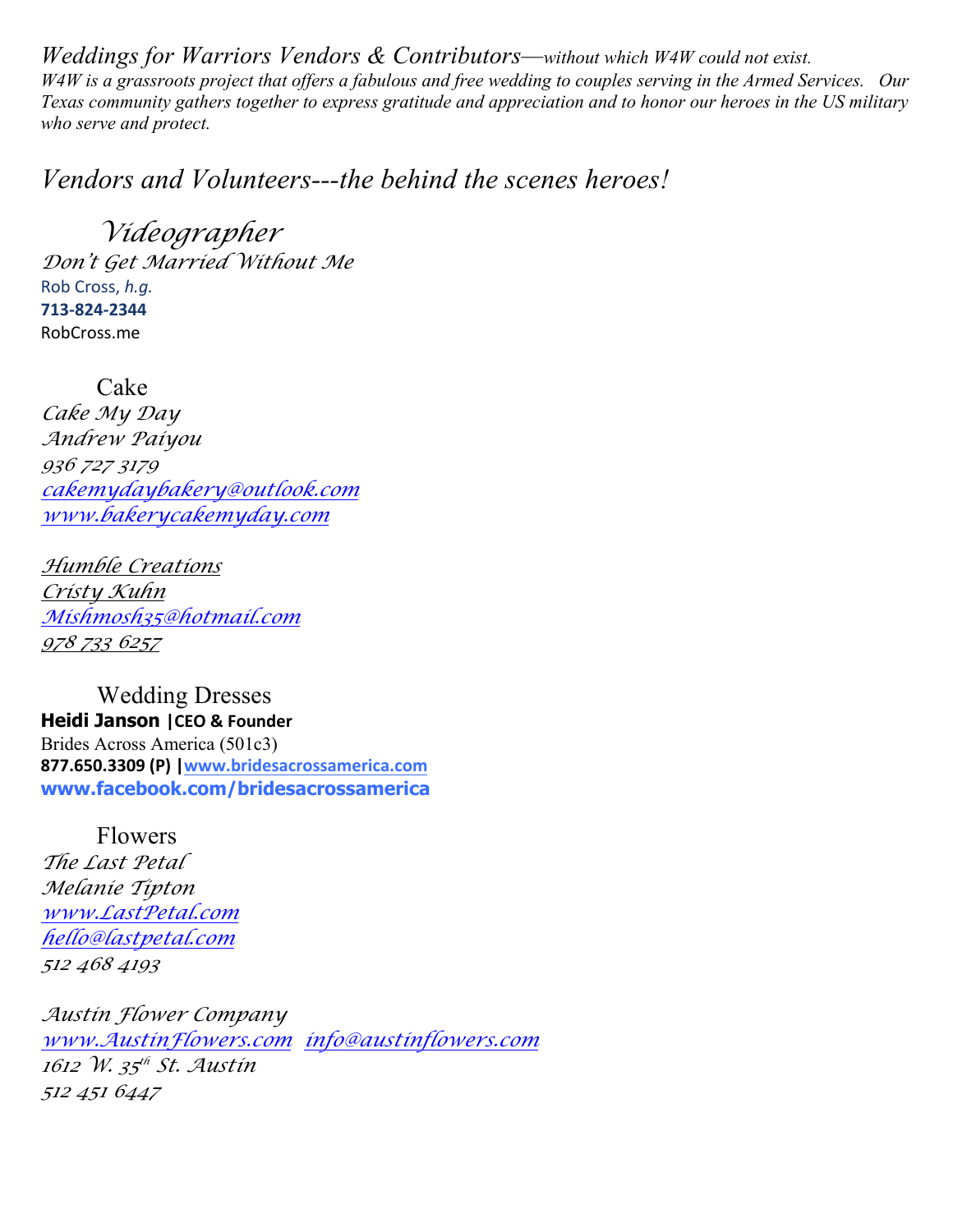*Weddings for Warriors Vendors & Contributors—without which W4W could not exist.*
*W4W is a grassroots project that offers a fabulous and free wedding to couples serving in the Armed Services. Our Texas community gathers together to express gratitude and appreciation and to honor our heroes in the US military who serve and protect.*

## *Vendors and Volunteers---the behind the scenes heroes!*

### Videographer

*Don't Get Married Without Me*
Rob Cross, *h.g.*
**713-824-2344**
RobCross.me

### Cake

*Cake My Day*
*Andrew Paiyou*
*936 727 3179*
*cakemydaybakery@outlook.com*
*www.bakerycakemyday.com*

*Humble Creations*
*Cristy Kuhn*
*Mishmosh35@hotmail.com*
*978 733 6257*

### Wedding Dresses

**Heidi Janson |CEO & Founder**
Brides Across America (501c3)
**877.650.3309 (P) |www.bridesacrossamerica.com**
**www.facebook.com/bridesacrossamerica**

### Flowers

*The Last Petal*
*Melanie Tipton*
*www.LastPetal.com*
*hello@lastpetal.com*
*512 468 4193*

*Austin Flower Company*
*www.AustinFlowers.com info@austinflowers.com*
*1612 W. 35th St. Austin*
*512 451 6447*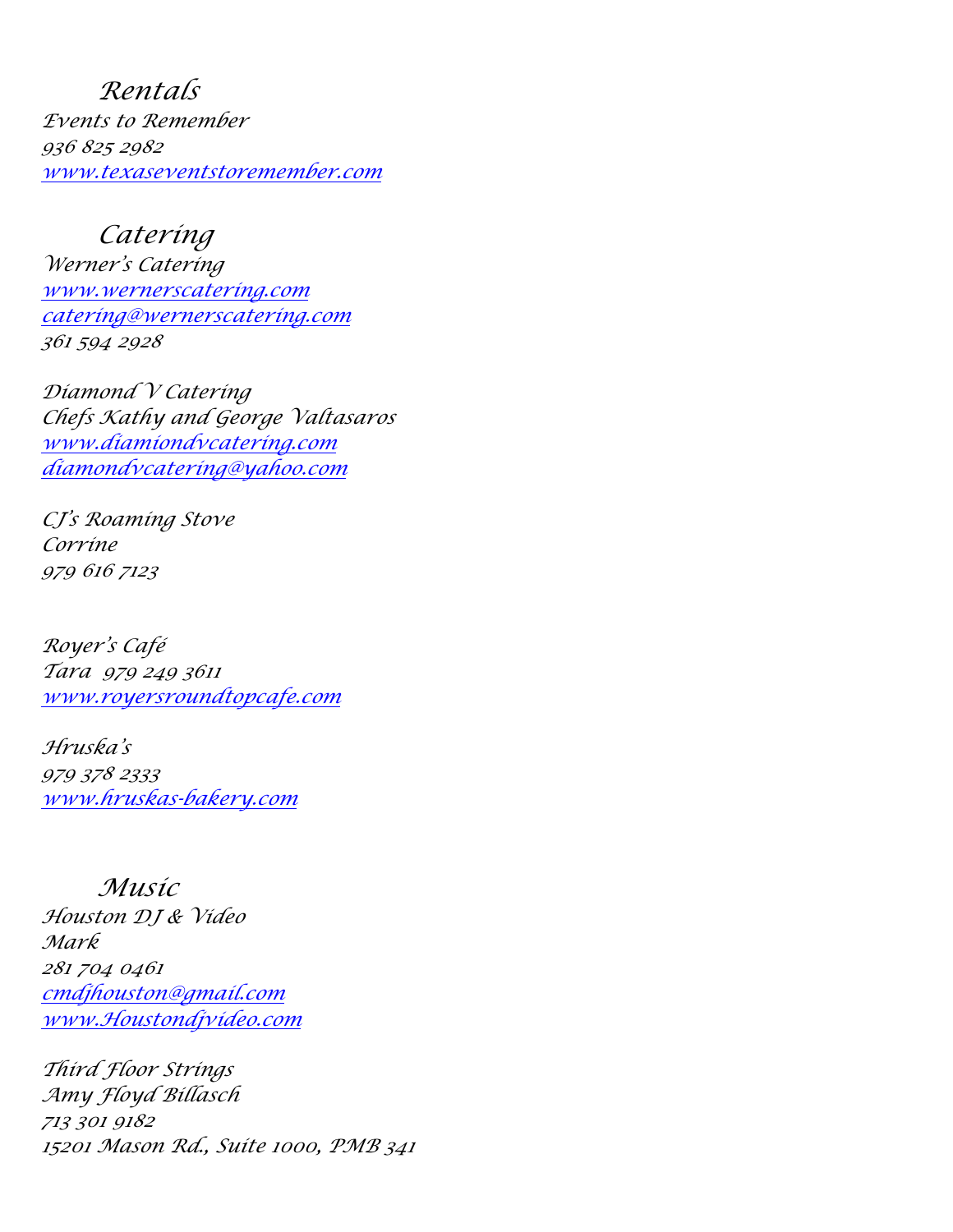## Rentals

Events to Remember
936 825 2982
www.texaseventstoremember.com

## Catering

Werner's Catering
www.wernerscatering.com
catering@wernerscatering.com
361 594 2928

Diamond V Catering
Chefs Kathy and George Valtasaros
www.diamiondvcatering.com
diamondvcatering@yahoo.com

CJ's Roaming Stove
Corrine
979 616 7123

Royer's Café
Tara  979 249 3611
www.royersroundtopcafe.com

Hruska's
979 378 2333
www.hruskas-bakery.com

## Music

Houston DJ & Video
Mark
281 704 0461
cmdjhouston@gmail.com
www.Houstondjvideo.com

Third Floor Strings
Amy Floyd Billasch
713 301 9182
15201 Mason Rd., Suite 1000, PMB 341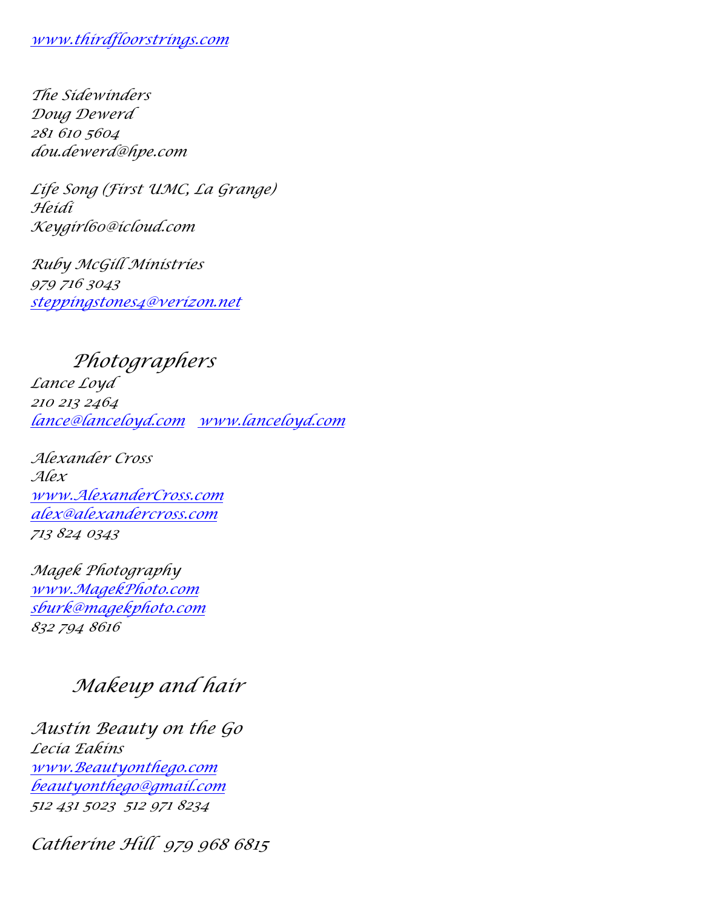www.thirdfloorstrings.com

The Sidewinders
Doug Dewerd
281 610 5604
dou.dewerd@hpe.com

Life Song (First UMC, La Grange)
Heidi
Keygirl60@icloud.com

Ruby McGill Ministries
979 716 3043
steppingstones4@verizon.net

## Photographers

Lance Loyd
210 213 2464
lance@lanceloyd.com   www.lanceloyd.com

Alexander Cross
Alex
www.AlexanderCross.com
alex@alexandercross.com
713 824 0343

Magek Photography
www.MagekPhoto.com
sburk@magekphoto.com
832 794 8616

## Makeup and hair

Austin Beauty on the Go
Lecia Eakins
www.Beautyonthego.com
beautyonthego@gmail.com
512 431 5023  512 971 8234

Catherine Hill  979 968 6815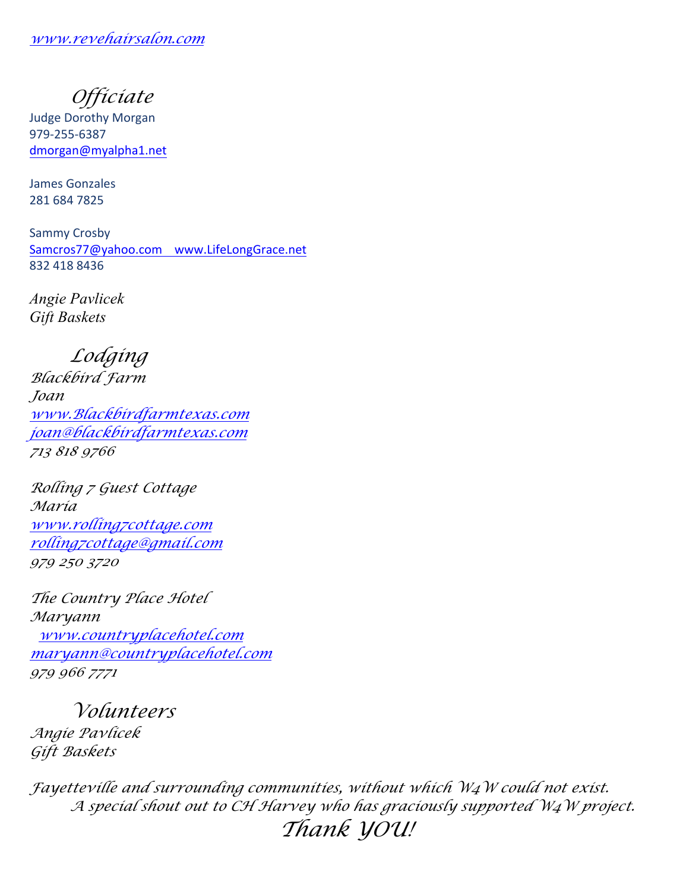*www.revehairsalon.com*

## *Officiate*

Judge Dorothy Morgan
979-255-6387
dmorgan@myalpha1.net

James Gonzales
281 684 7825

Sammy Crosby
Samcros77@yahoo.com www.LifeLongGrace.net
832 418 8436

*Angie Pavlicek*
*Gift Baskets*

## *Lodging*

*Blackbird Farm*
*Joan*
*www.Blackbirdfarmtexas.com*
*joan@blackbirdfarmtexas.com*
*713 818 9766*

*Rolling 7 Guest Cottage*
*Maria*
*www.rolling7cottage.com*
*rolling7cottage@gmail.com*
*979 250 3720*

*The Country Place Hotel*
*Maryann*
*www.countryplacehotel.com*
*maryann@countryplacehotel.com*
*979 966 7771*

## *Volunteers*

*Angie Pavlicek*
*Gift Baskets*

*Fayetteville and surrounding communities, without which W4W could not exist.*
*A special shout out to CH Harvey who has graciously supported W4W project.*

*Thank YOU!*